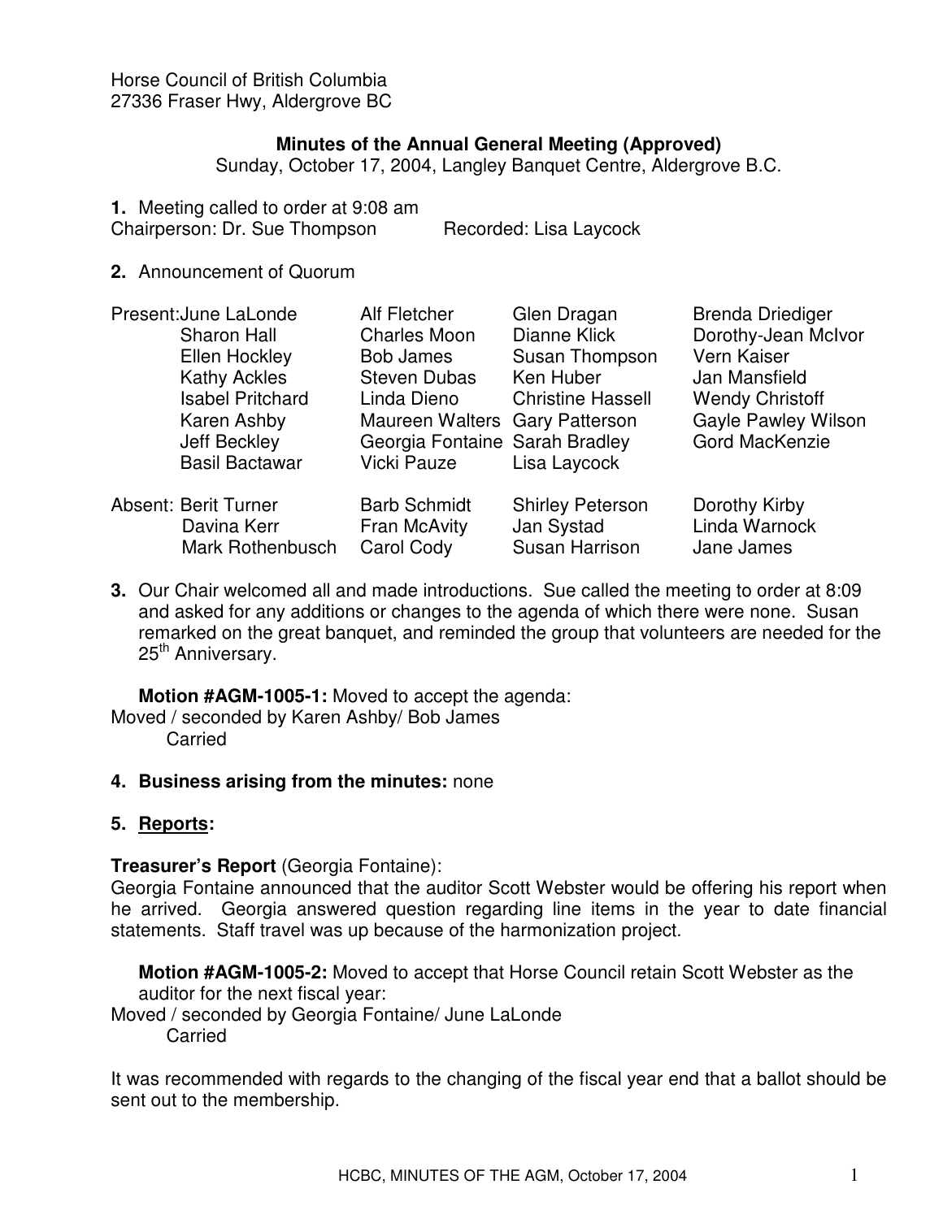Horse Council of British Columbia
27336 Fraser Hwy, Aldergrove BC

## Minutes of the Annual General Meeting (Approved)

Sunday, October 17, 2004, Langley Banquet Centre, Aldergrove B.C.

**1.** Meeting called to order at 9:08 am
Chairperson: Dr. Sue Thompson Recorded: Lisa Laycock

**2.** Announcement of Quorum

| | | | | |
|---|---|---|---|---|
| Present: | June LaLonde | Alf Fletcher | Glen Dragan | Brenda Driediger |
| | Sharon Hall | Charles Moon | Dianne Klick | Dorothy-Jean McIvor |
| | Ellen Hockley | Bob James | Susan Thompson | Vern Kaiser |
| | Kathy Ackles | Steven Dubas | Ken Huber | Jan Mansfield |
| | Isabel Pritchard | Linda Dieno | Christine Hassell | Wendy Christoff |
| | Karen Ashby | Maureen Walters | Gary Patterson | Gayle Pawley Wilson |
| | Jeff Beckley | Georgia Fontaine | Sarah Bradley | Gord MacKenzie |
| | Basil Bactawar | Vicki Pauze | Lisa Laycock | |
| Absent: | Berit Turner | Barb Schmidt | Shirley Peterson | Dorothy Kirby |
| | Davina Kerr | Fran McAvity | Jan Systad | Linda Warnock |
| | Mark Rothenbusch | Carol Cody | Susan Harrison | Jane James |

**3.** Our Chair welcomed all and made introductions. Sue called the meeting to order at 8:09 and asked for any additions or changes to the agenda of which there were none. Susan remarked on the great banquet, and reminded the group that volunteers are needed for the 25th Anniversary.

**Motion #AGM-1005-1:** Moved to accept the agenda:
Moved / seconded by Karen Ashby/ Bob James
Carried

**4. Business arising from the minutes:** none

**5. Reports:**

**Treasurer's Report** (Georgia Fontaine):
Georgia Fontaine announced that the auditor Scott Webster would be offering his report when he arrived. Georgia answered question regarding line items in the year to date financial statements. Staff travel was up because of the harmonization project.

**Motion #AGM-1005-2:** Moved to accept that Horse Council retain Scott Webster as the auditor for the next fiscal year:
Moved / seconded by Georgia Fontaine/ June LaLonde
Carried

It was recommended with regards to the changing of the fiscal year end that a ballot should be sent out to the membership.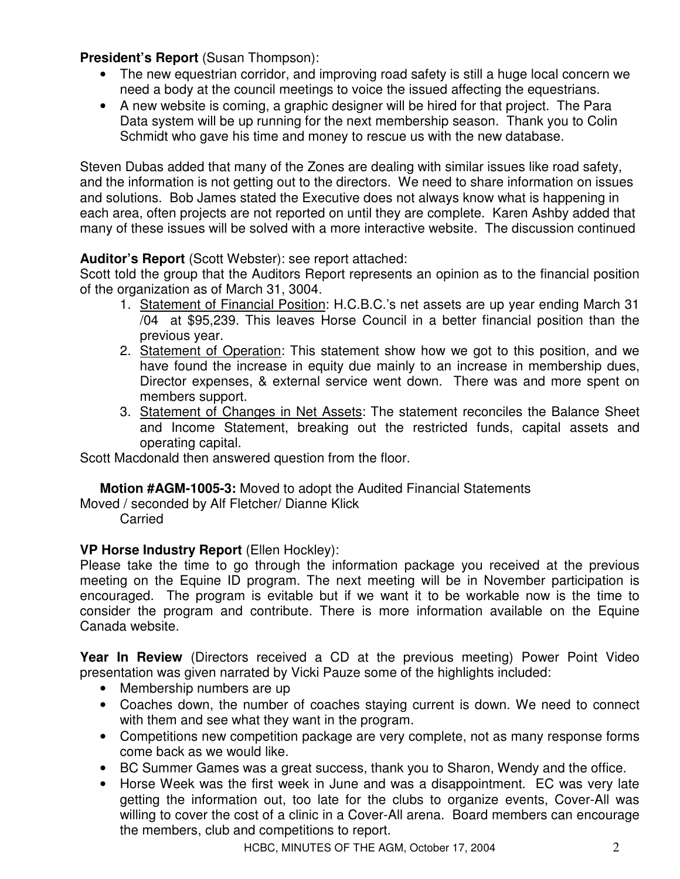**President's Report** (Susan Thompson):

- The new equestrian corridor, and improving road safety is still a huge local concern we need a body at the council meetings to voice the issued affecting the equestrians.
- A new website is coming, a graphic designer will be hired for that project. The Para Data system will be up running for the next membership season. Thank you to Colin Schmidt who gave his time and money to rescue us with the new database.

Steven Dubas added that many of the Zones are dealing with similar issues like road safety, and the information is not getting out to the directors. We need to share information on issues and solutions. Bob James stated the Executive does not always know what is happening in each area, often projects are not reported on until they are complete. Karen Ashby added that many of these issues will be solved with a more interactive website. The discussion continued

**Auditor's Report** (Scott Webster): see report attached:
Scott told the group that the Auditors Report represents an opinion as to the financial position of the organization as of March 31, 3004.

1. Statement of Financial Position: H.C.B.C.'s net assets are up year ending March 31 /04 at $95,239. This leaves Horse Council in a better financial position than the previous year.
2. Statement of Operation: This statement show how we got to this position, and we have found the increase in equity due mainly to an increase in membership dues, Director expenses, & external service went down. There was and more spent on members support.
3. Statement of Changes in Net Assets: The statement reconciles the Balance Sheet and Income Statement, breaking out the restricted funds, capital assets and operating capital.

Scott Macdonald then answered question from the floor.

**Motion #AGM-1005-3:** Moved to adopt the Audited Financial Statements
Moved / seconded by Alf Fletcher/ Dianne Klick
Carried

**VP Horse Industry Report** (Ellen Hockley):
Please take the time to go through the information package you received at the previous meeting on the Equine ID program. The next meeting will be in November participation is encouraged. The program is evitable but if we want it to be workable now is the time to consider the program and contribute. There is more information available on the Equine Canada website.

**Year In Review** (Directors received a CD at the previous meeting) Power Point Video presentation was given narrated by Vicki Pauze some of the highlights included:

- Membership numbers are up
- Coaches down, the number of coaches staying current is down. We need to connect with them and see what they want in the program.
- Competitions new competition package are very complete, not as many response forms come back as we would like.
- BC Summer Games was a great success, thank you to Sharon, Wendy and the office.
- Horse Week was the first week in June and was a disappointment. EC was very late getting the information out, too late for the clubs to organize events, Cover-All was willing to cover the cost of a clinic in a Cover-All arena. Board members can encourage the members, club and competitions to report.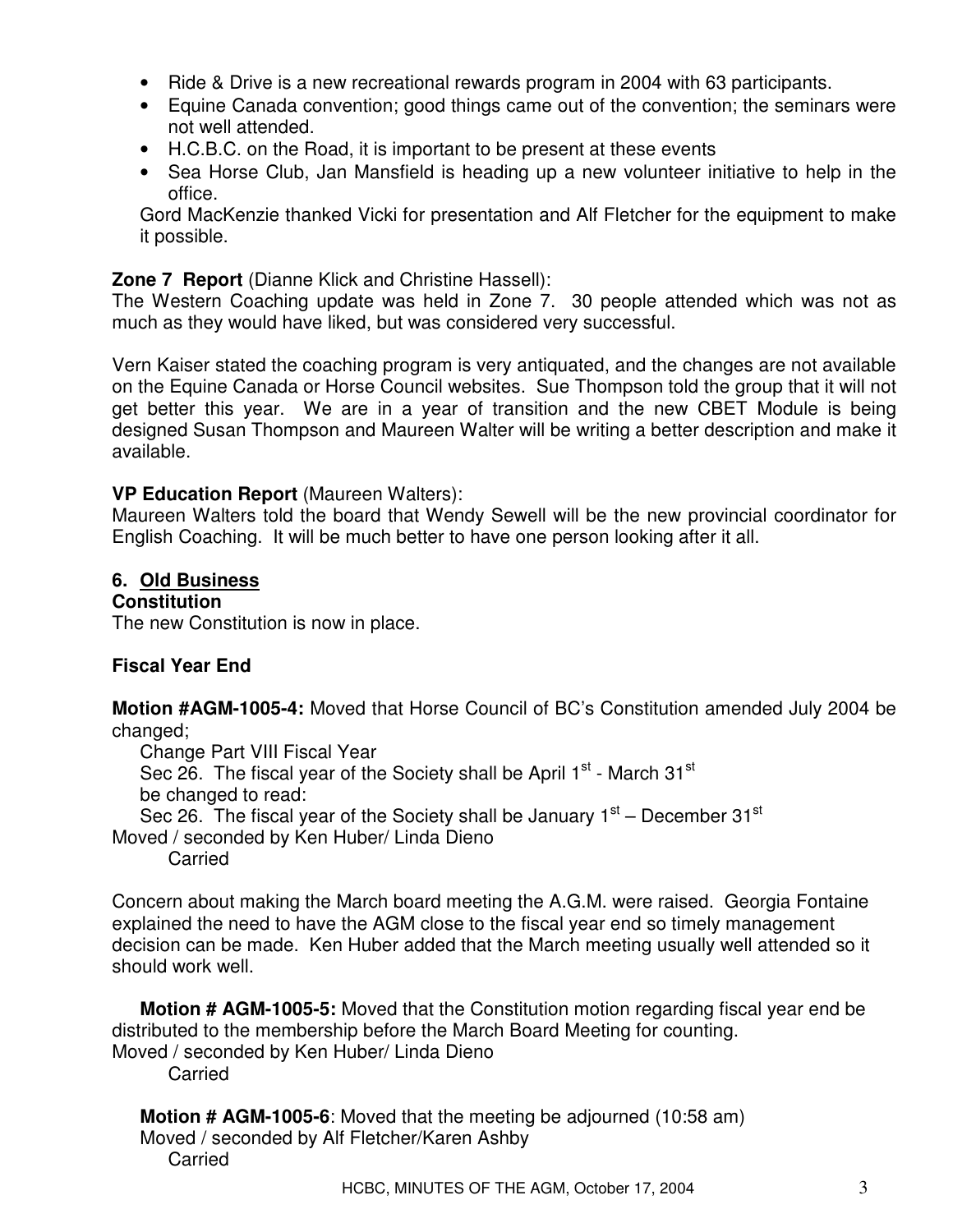- Ride & Drive is a new recreational rewards program in 2004 with 63 participants.
- Equine Canada convention; good things came out of the convention; the seminars were not well attended.
- H.C.B.C. on the Road, it is important to be present at these events
- Sea Horse Club, Jan Mansfield is heading up a new volunteer initiative to help in the office.

Gord MacKenzie thanked Vicki for presentation and Alf Fletcher for the equipment to make it possible.

**Zone 7 Report** (Dianne Klick and Christine Hassell):
The Western Coaching update was held in Zone 7. 30 people attended which was not as much as they would have liked, but was considered very successful.

Vern Kaiser stated the coaching program is very antiquated, and the changes are not available on the Equine Canada or Horse Council websites. Sue Thompson told the group that it will not get better this year. We are in a year of transition and the new CBET Module is being designed Susan Thompson and Maureen Walter will be writing a better description and make it available.

**VP Education Report** (Maureen Walters):
Maureen Walters told the board that Wendy Sewell will be the new provincial coordinator for English Coaching. It will be much better to have one person looking after it all.

## 6. Old Business

**Constitution**
The new Constitution is now in place.

**Fiscal Year End**

**Motion #AGM-1005-4:** Moved that Horse Council of BC's Constitution amended July 2004 be changed;

Change Part VIII Fiscal Year
Sec 26. The fiscal year of the Society shall be April 1st - March 31st
be changed to read:
Sec 26. The fiscal year of the Society shall be January 1st – December 31st

Moved / seconded by Ken Huber/ Linda Dieno
Carried

Concern about making the March board meeting the A.G.M. were raised. Georgia Fontaine explained the need to have the AGM close to the fiscal year end so timely management decision can be made. Ken Huber added that the March meeting usually well attended so it should work well.

**Motion # AGM-1005-5:** Moved that the Constitution motion regarding fiscal year end be distributed to the membership before the March Board Meeting for counting.
Moved / seconded by Ken Huber/ Linda Dieno
Carried

**Motion # AGM-1005-6**: Moved that the meeting be adjourned (10:58 am)
Moved / seconded by Alf Fletcher/Karen Ashby
Carried